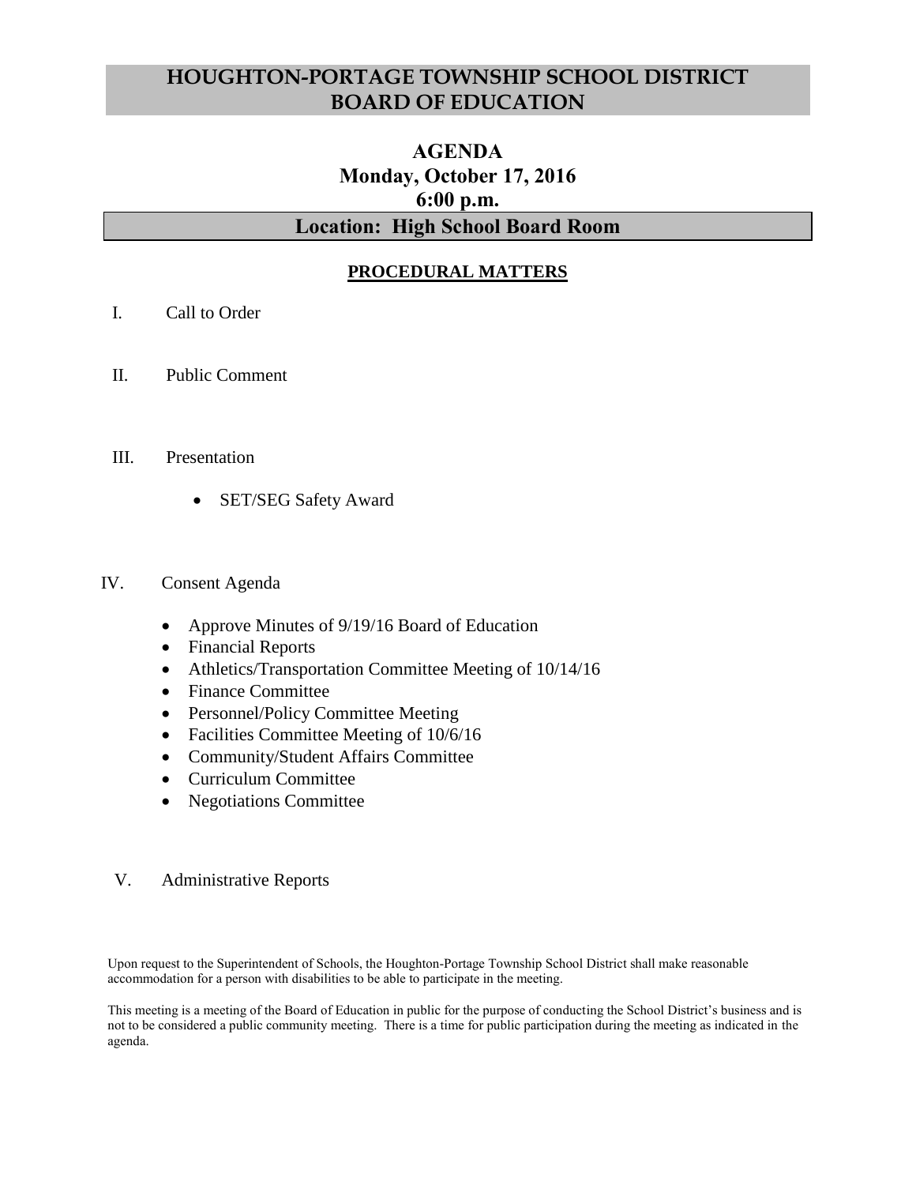# HOUGHTON-PORTAGE TOWNSHIP SCHOOL DISTRICT BOARD OF EDUCATION

## AGENDA
## Monday, October 17, 2016
## 6:00 p.m.

## Location: High School Board Room

### PROCEDURAL MATTERS

I. Call to Order

II. Public Comment

III. Presentation

- SET/SEG Safety Award

IV. Consent Agenda

- Approve Minutes of 9/19/16 Board of Education
- Financial Reports
- Athletics/Transportation Committee Meeting of 10/14/16
- Finance Committee
- Personnel/Policy Committee Meeting
- Facilities Committee Meeting of 10/6/16
- Community/Student Affairs Committee
- Curriculum Committee
- Negotiations Committee

V. Administrative Reports

Upon request to the Superintendent of Schools, the Houghton-Portage Township School District shall make reasonable accommodation for a person with disabilities to be able to participate in the meeting.

This meeting is a meeting of the Board of Education in public for the purpose of conducting the School District's business and is not to be considered a public community meeting. There is a time for public participation during the meeting as indicated in the agenda.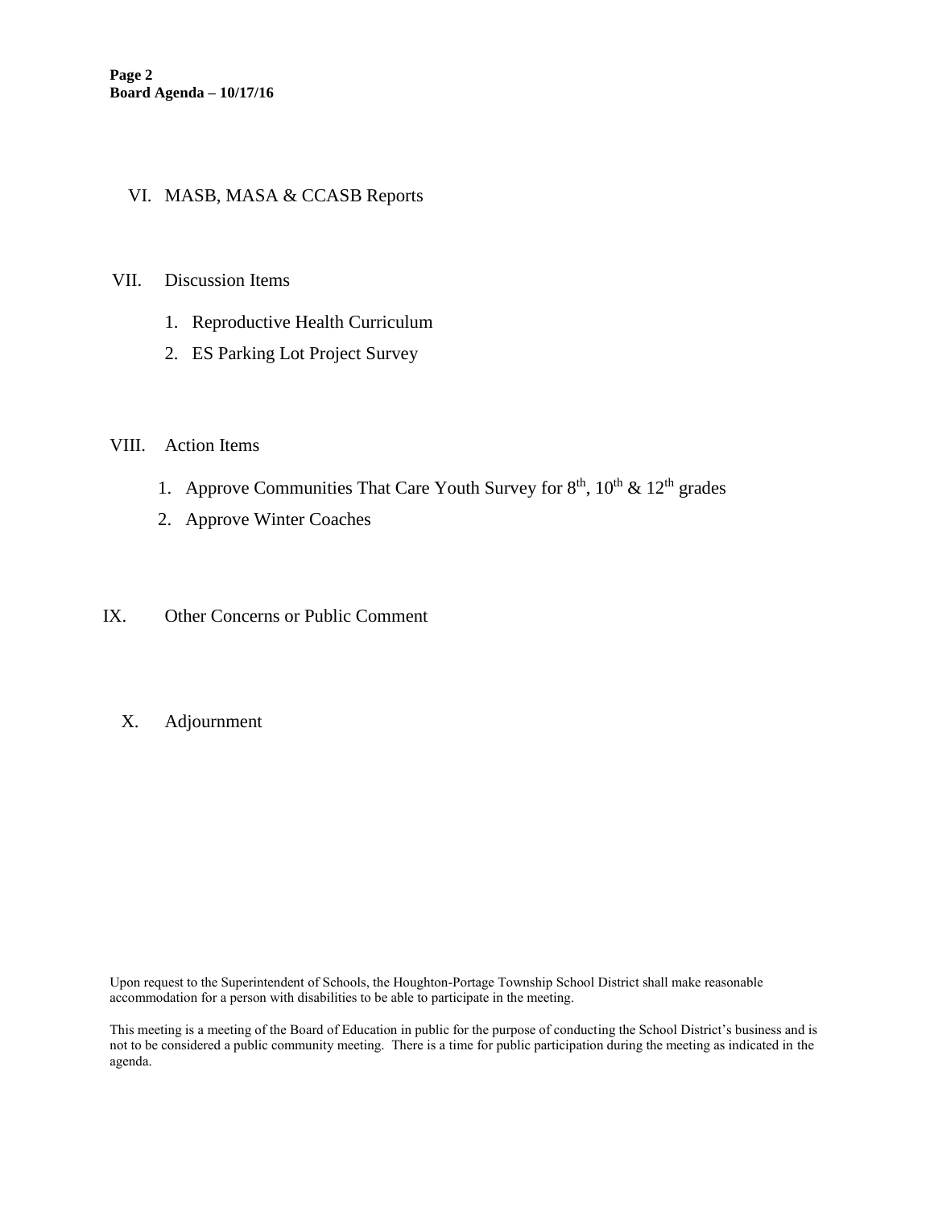VI. MASB, MASA & CCASB Reports

VII. Discussion Items

1. Reproductive Health Curriculum
2. ES Parking Lot Project Survey

VIII. Action Items

1. Approve Communities That Care Youth Survey for 8th, 10th & 12th grades
2. Approve Winter Coaches

IX. Other Concerns or Public Comment

X. Adjournment

Upon request to the Superintendent of Schools, the Houghton-Portage Township School District shall make reasonable accommodation for a person with disabilities to be able to participate in the meeting.

This meeting is a meeting of the Board of Education in public for the purpose of conducting the School District's business and is not to be considered a public community meeting. There is a time for public participation during the meeting as indicated in the agenda.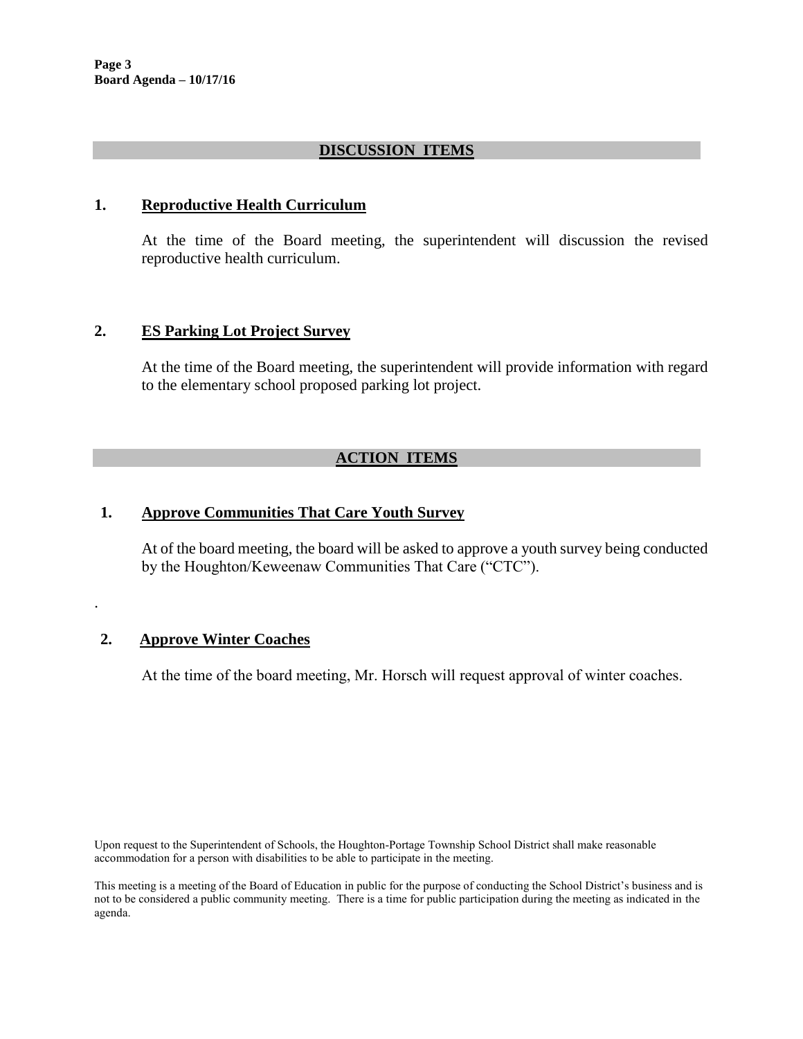## DISCUSSION ITEMS

### 1. Reproductive Health Curriculum

At the time of the Board meeting, the superintendent will discussion the revised reproductive health curriculum.

### 2. ES Parking Lot Project Survey

At the time of the Board meeting, the superintendent will provide information with regard to the elementary school proposed parking lot project.

## ACTION ITEMS

### 1. Approve Communities That Care Youth Survey

At of the board meeting, the board will be asked to approve a youth survey being conducted by the Houghton/Keweenaw Communities That Care ("CTC").

.

### 2. Approve Winter Coaches

At the time of the board meeting, Mr. Horsch will request approval of winter coaches.

Upon request to the Superintendent of Schools, the Houghton-Portage Township School District shall make reasonable accommodation for a person with disabilities to be able to participate in the meeting.

This meeting is a meeting of the Board of Education in public for the purpose of conducting the School District's business and is not to be considered a public community meeting. There is a time for public participation during the meeting as indicated in the agenda.